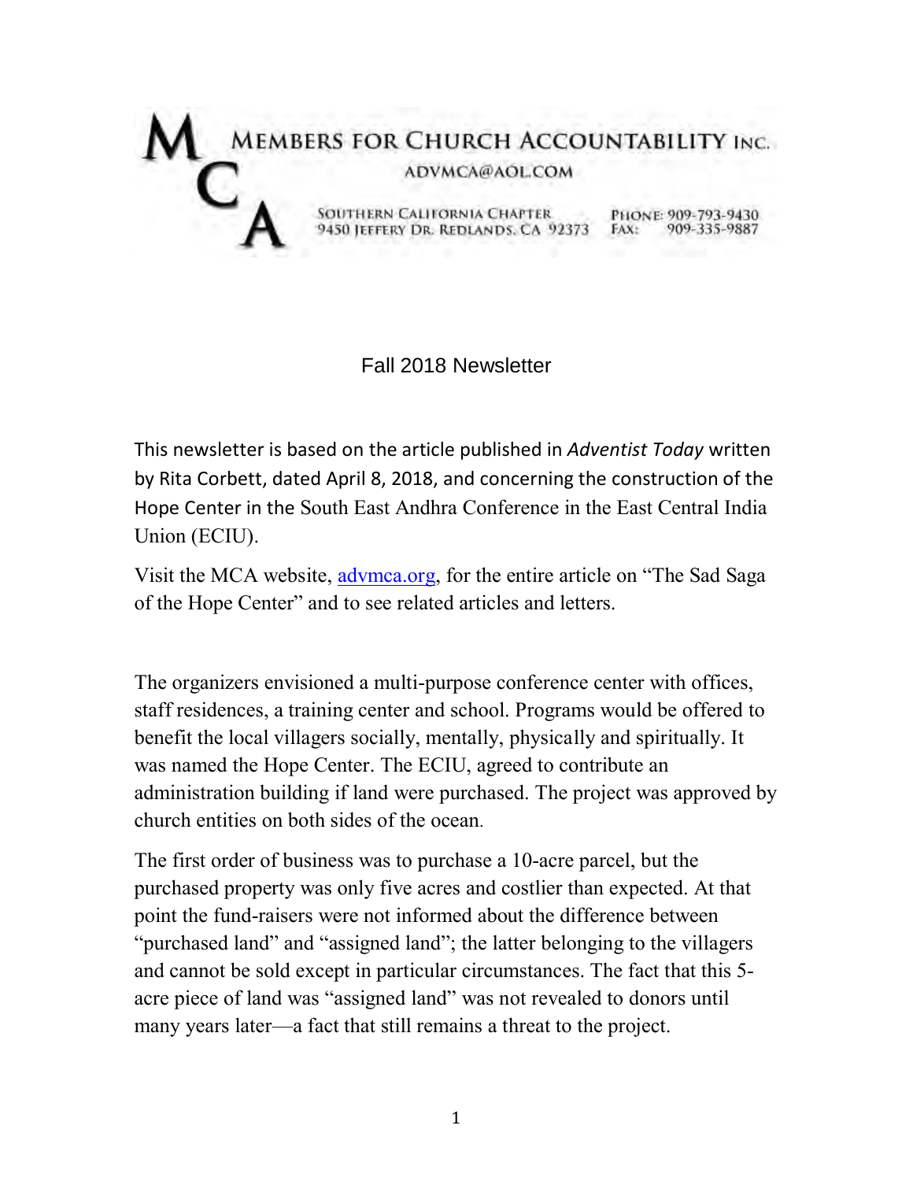# MEMBERS FOR CHURCH ACCOUNTABILITY INC.

ADVMCA@AOL.COM

SOUTHERN CALIFORNIA CHAPTER
9450 JEFFERY DR. REDLANDS, CA 92373

PHONE: 909-793-9430
FAX: 909-335-9887

## Fall 2018 Newsletter

This newsletter is based on the article published in *Adventist Today* written by Rita Corbett, dated April 8, 2018, and concerning the construction of the Hope Center in the South East Andhra Conference in the East Central India Union (ECIU).

Visit the MCA website, advmca.org, for the entire article on "The Sad Saga of the Hope Center" and to see related articles and letters.

The organizers envisioned a multi-purpose conference center with offices, staff residences, a training center and school. Programs would be offered to benefit the local villagers socially, mentally, physically and spiritually. It was named the Hope Center. The ECIU, agreed to contribute an administration building if land were purchased. The project was approved by church entities on both sides of the ocean.

The first order of business was to purchase a 10-acre parcel, but the purchased property was only five acres and costlier than expected. At that point the fund-raisers were not informed about the difference between "purchased land" and "assigned land"; the latter belonging to the villagers and cannot be sold except in particular circumstances. The fact that this 5-acre piece of land was "assigned land" was not revealed to donors until many years later—a fact that still remains a threat to the project.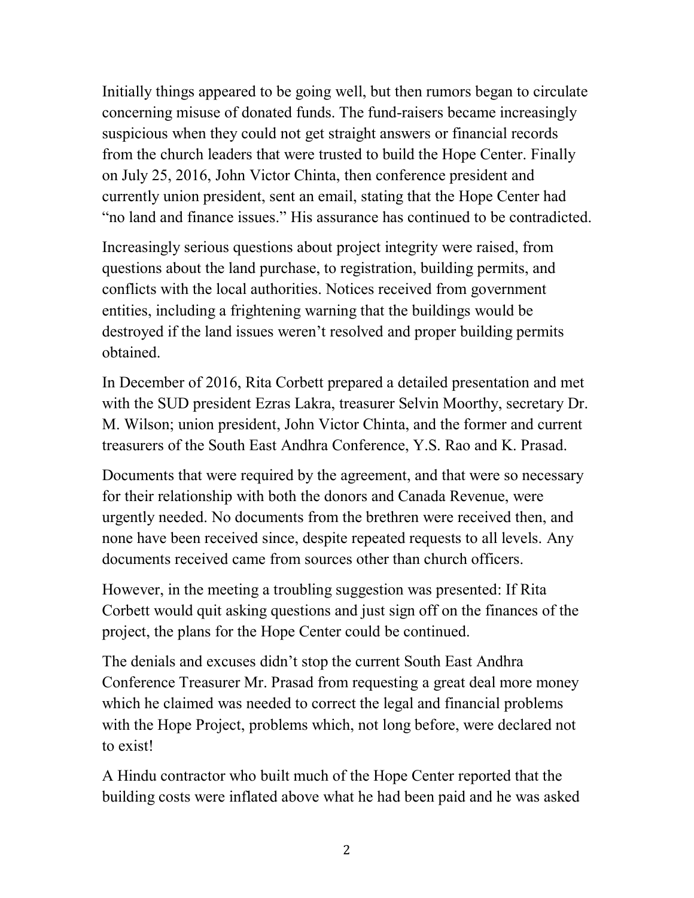Initially things appeared to be going well, but then rumors began to circulate concerning misuse of donated funds. The fund-raisers became increasingly suspicious when they could not get straight answers or financial records from the church leaders that were trusted to build the Hope Center. Finally on July 25, 2016, John Victor Chinta, then conference president and currently union president, sent an email, stating that the Hope Center had "no land and finance issues." His assurance has continued to be contradicted.

Increasingly serious questions about project integrity were raised, from questions about the land purchase, to registration, building permits, and conflicts with the local authorities. Notices received from government entities, including a frightening warning that the buildings would be destroyed if the land issues weren't resolved and proper building permits obtained.

In December of 2016, Rita Corbett prepared a detailed presentation and met with the SUD president Ezras Lakra, treasurer Selvin Moorthy, secretary Dr. M. Wilson; union president, John Victor Chinta, and the former and current treasurers of the South East Andhra Conference, Y.S. Rao and K. Prasad.

Documents that were required by the agreement, and that were so necessary for their relationship with both the donors and Canada Revenue, were urgently needed. No documents from the brethren were received then, and none have been received since, despite repeated requests to all levels. Any documents received came from sources other than church officers.

However, in the meeting a troubling suggestion was presented: If Rita Corbett would quit asking questions and just sign off on the finances of the project, the plans for the Hope Center could be continued.

The denials and excuses didn't stop the current South East Andhra Conference Treasurer Mr. Prasad from requesting a great deal more money which he claimed was needed to correct the legal and financial problems with the Hope Project, problems which, not long before, were declared not to exist!

A Hindu contractor who built much of the Hope Center reported that the building costs were inflated above what he had been paid and he was asked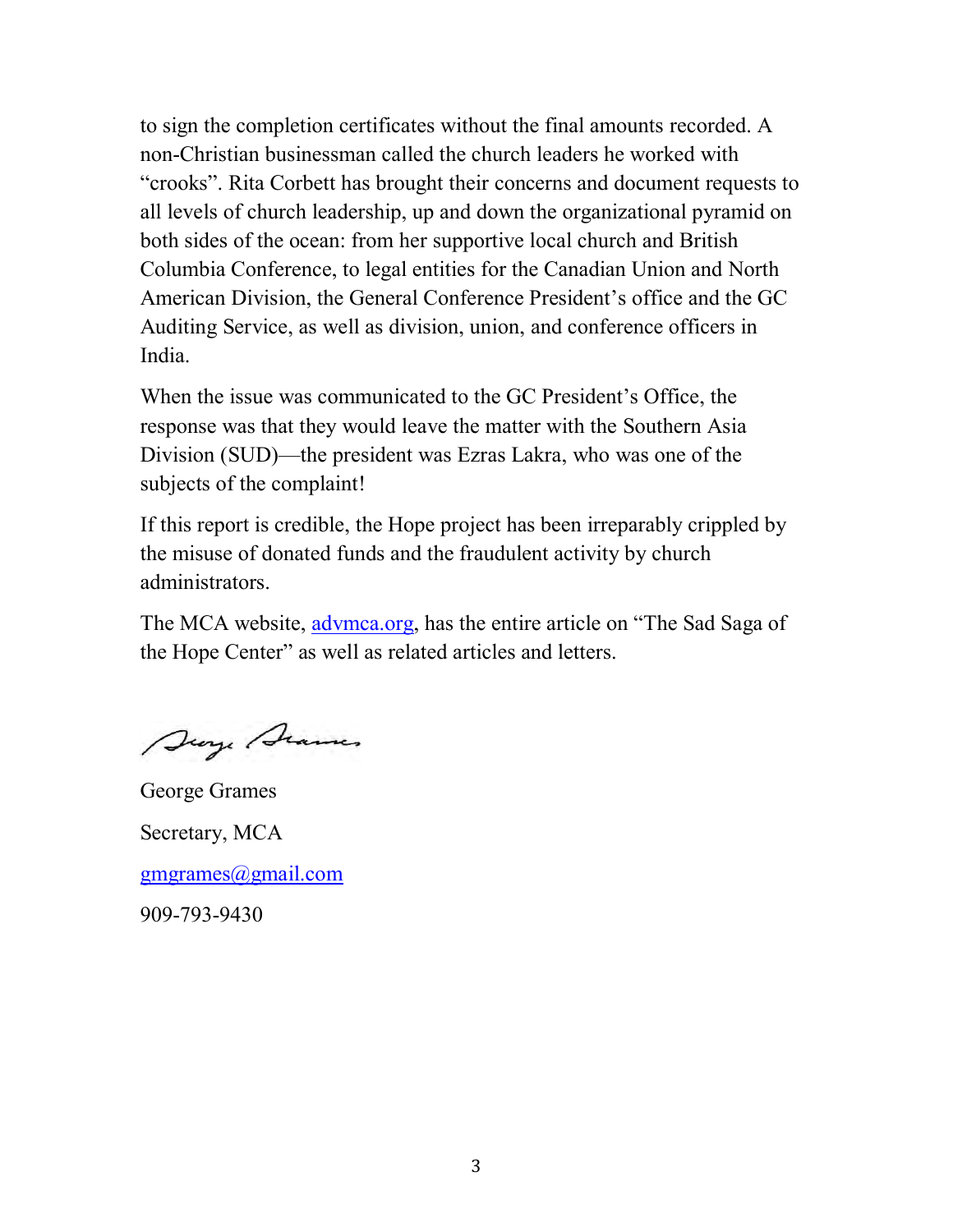to sign the completion certificates without the final amounts recorded. A non-Christian businessman called the church leaders he worked with "crooks". Rita Corbett has brought their concerns and document requests to all levels of church leadership, up and down the organizational pyramid on both sides of the ocean: from her supportive local church and British Columbia Conference, to legal entities for the Canadian Union and North American Division, the General Conference President's office and the GC Auditing Service, as well as division, union, and conference officers in India.

When the issue was communicated to the GC President's Office, the response was that they would leave the matter with the Southern Asia Division (SUD)—the president was Ezras Lakra, who was one of the subjects of the complaint!

If this report is credible, the Hope project has been irreparably crippled by the misuse of donated funds and the fraudulent activity by church administrators.

The MCA website, [advmca.org](advmca.org), has the entire article on "The Sad Saga of the Hope Center" as well as related articles and letters.

George Grames

Secretary, MCA

[gmgrames@gmail.com](mailto:gmgrames@gmail.com)

909-793-9430